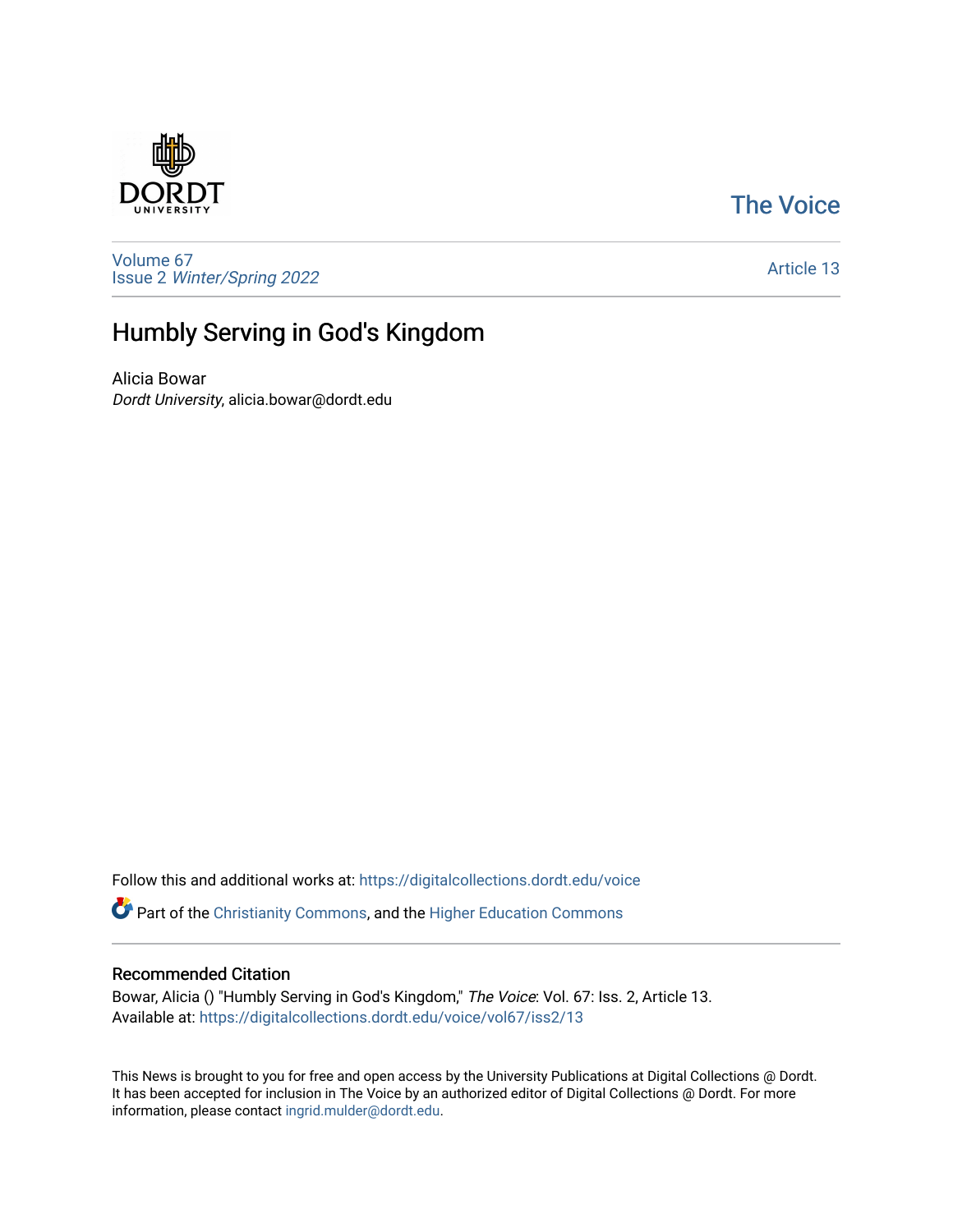The Voice

Volume 67
Issue 2 *Winter/Spring 2022*

Article 13

# Humbly Serving in God's Kingdom

Alicia Bowar
*Dordt University*, alicia.bowar@dordt.edu

Follow this and additional works at: https://digitalcollections.dordt.edu/voice

Part of the Christianity Commons, and the Higher Education Commons

## Recommended Citation

Bowar, Alicia () "Humbly Serving in God's Kingdom," *The Voice*: Vol. 67: Iss. 2, Article 13.
Available at: https://digitalcollections.dordt.edu/voice/vol67/iss2/13

This News is brought to you for free and open access by the University Publications at Digital Collections @ Dordt. It has been accepted for inclusion in The Voice by an authorized editor of Digital Collections @ Dordt. For more information, please contact ingrid.mulder@dordt.edu.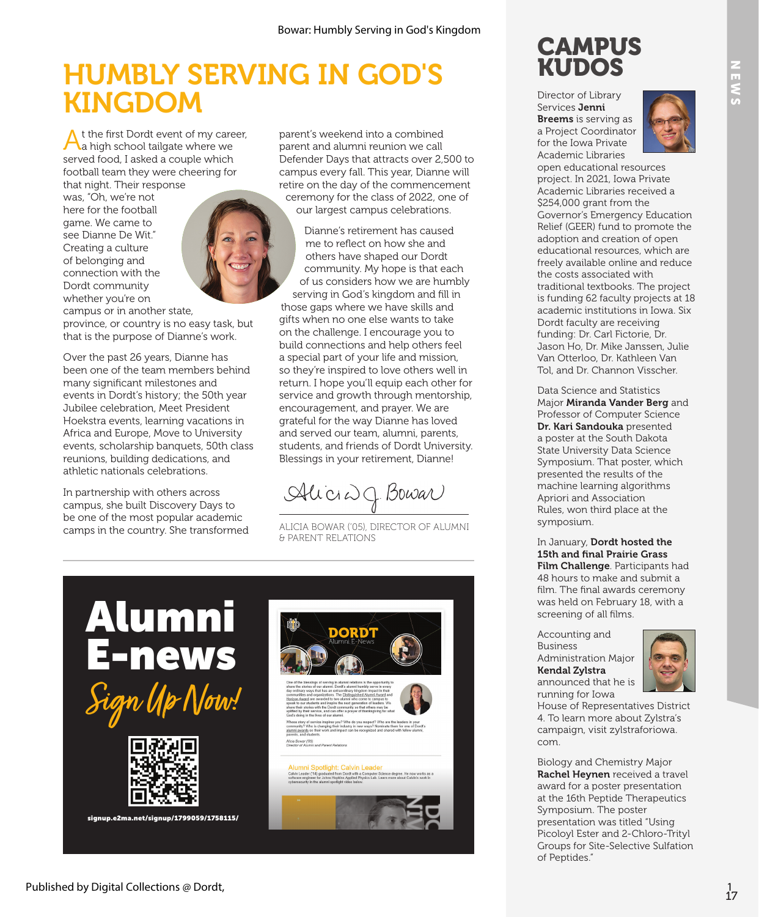# HUMBLY SERVING IN GOD'S KINGDOM

At the first Dordt event of my career, a high school tailgate where we served food, I asked a couple which football team they were cheering for that night. Their response was, "Oh, we're not here for the football game. We came to see Dianne De Wit." Creating a culture of belonging and connection with the Dordt community whether you're on campus or in another state, province, or country is no easy task, but that is the purpose of Dianne's work.

Over the past 26 years, Dianne has been one of the team members behind many significant milestones and events in Dordt's history; the 50th year Jubilee celebration, Meet President Hoekstra events, learning vacations in Africa and Europe, Move to University events, scholarship banquets, 50th class reunions, building dedications, and athletic nationals celebrations.

In partnership with others across campus, she built Discovery Days to be one of the most popular academic camps in the country. She transformed parent's weekend into a combined parent and alumni reunion we call Defender Days that attracts over 2,500 to campus every fall. This year, Dianne will retire on the day of the commencement ceremony for the class of 2022, one of our largest campus celebrations.

Dianne's retirement has caused me to reflect on how she and others have shaped our Dordt community. My hope is that each of us considers how we are humbly serving in God's kingdom and fill in those gaps where we have skills and gifts when no one else wants to take on the challenge. I encourage you to build connections and help others feel a special part of your life and mission, so they're inspired to love others well in return. I hope you'll equip each other for service and growth through mentorship, encouragement, and prayer. We are grateful for the way Dianne has loved and served our team, alumni, parents, students, and friends of Dordt University. Blessings in your retirement, Dianne!

*Alicia J. Bowar*

ALICIA BOWAR ('05), DIRECTOR OF ALUMNI & PARENT RELATIONS

**Alumni E-news**

*Sign Up Now!*

signup.e2ma.net/signup/1799059/1758115/

# CAMPUS KUDOS

Director of Library Services **Jenni Breems** is serving as a Project Coordinator for the Iowa Private Academic Libraries open educational resources project. In 2021, Iowa Private Academic Libraries received a $254,000 grant from the Governor's Emergency Education Relief (GEER) fund to promote the adoption and creation of open educational resources, which are freely available online and reduce the costs associated with traditional textbooks. The project is funding 62 faculty projects at 18 academic institutions in Iowa. Six Dordt faculty are receiving funding: Dr. Carl Fictorie, Dr. Jason Ho, Dr. Mike Janssen, Julie Van Otterloo, Dr. Kathleen Van Tol, and Dr. Channon Visscher.

Data Science and Statistics Major **Miranda Vander Berg** and Professor of Computer Science **Dr. Kari Sandouka** presented a poster at the South Dakota State University Data Science Symposium. That poster, which presented the results of the machine learning algorithms Apriori and Association Rules, won third place at the symposium.

In January, **Dordt hosted the 15th and final Prairie Grass Film Challenge**. Participants had 48 hours to make and submit a film. The final awards ceremony was held on February 18, with a screening of all films.

Accounting and Business Administration Major **Kendal Zylstra** announced that he is running for Iowa House of Representatives District 4. To learn more about Zylstra's campaign, visit zylstraforiowa.com.

Biology and Chemistry Major **Rachel Heynen** received a travel award for a poster presentation at the 16th Peptide Therapeutics Symposium. The poster presentation was titled "Using Picoloyl Ester and 2-Chloro-Trityl Groups for Site-Selective Sulfation of Peptides."